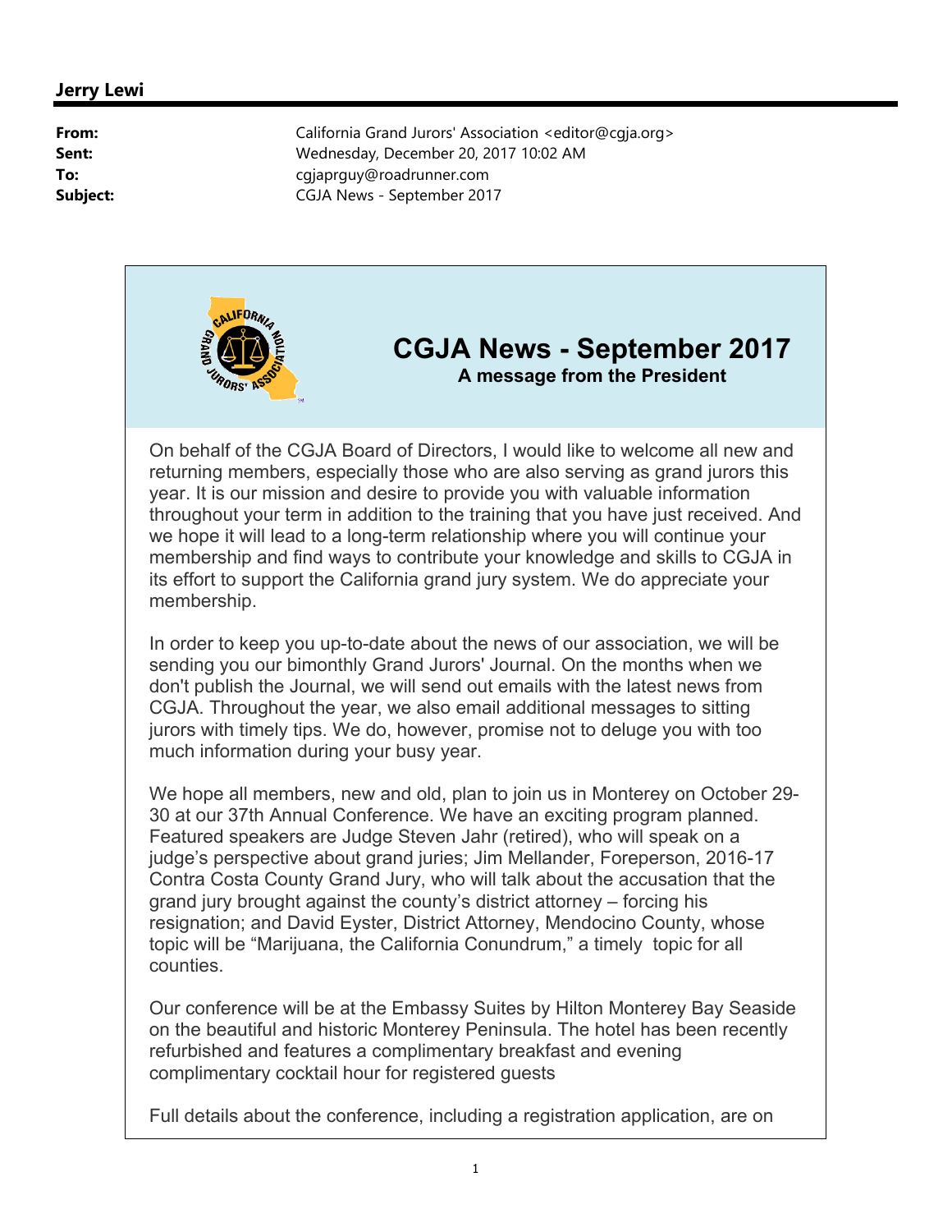**Jerry Lewi**

**From:** California Grand Jurors' Association <editor@cgja.org>
**Sent:** Wednesday, December 20, 2017 10:02 AM
**To:** cgjaprguy@roadrunner.com
**Subject:** CGJA News - September 2017

# CGJA News - September 2017

### A message from the President

On behalf of the CGJA Board of Directors, I would like to welcome all new and returning members, especially those who are also serving as grand jurors this year. It is our mission and desire to provide you with valuable information throughout your term in addition to the training that you have just received. And we hope it will lead to a long-term relationship where you will continue your membership and find ways to contribute your knowledge and skills to CGJA in its effort to support the California grand jury system. We do appreciate your membership.

In order to keep you up-to-date about the news of our association, we will be sending you our bimonthly Grand Jurors' Journal. On the months when we don't publish the Journal, we will send out emails with the latest news from CGJA. Throughout the year, we also email additional messages to sitting jurors with timely tips. We do, however, promise not to deluge you with too much information during your busy year.

We hope all members, new and old, plan to join us in Monterey on October 29-30 at our 37th Annual Conference. We have an exciting program planned. Featured speakers are Judge Steven Jahr (retired), who will speak on a judge's perspective about grand juries; Jim Mellander, Foreperson, 2016-17 Contra Costa County Grand Jury, who will talk about the accusation that the grand jury brought against the county's district attorney – forcing his resignation; and David Eyster, District Attorney, Mendocino County, whose topic will be "Marijuana, the California Conundrum," a timely topic for all counties.

Our conference will be at the Embassy Suites by Hilton Monterey Bay Seaside on the beautiful and historic Monterey Peninsula. The hotel has been recently refurbished and features a complimentary breakfast and evening complimentary cocktail hour for registered guests

Full details about the conference, including a registration application, are on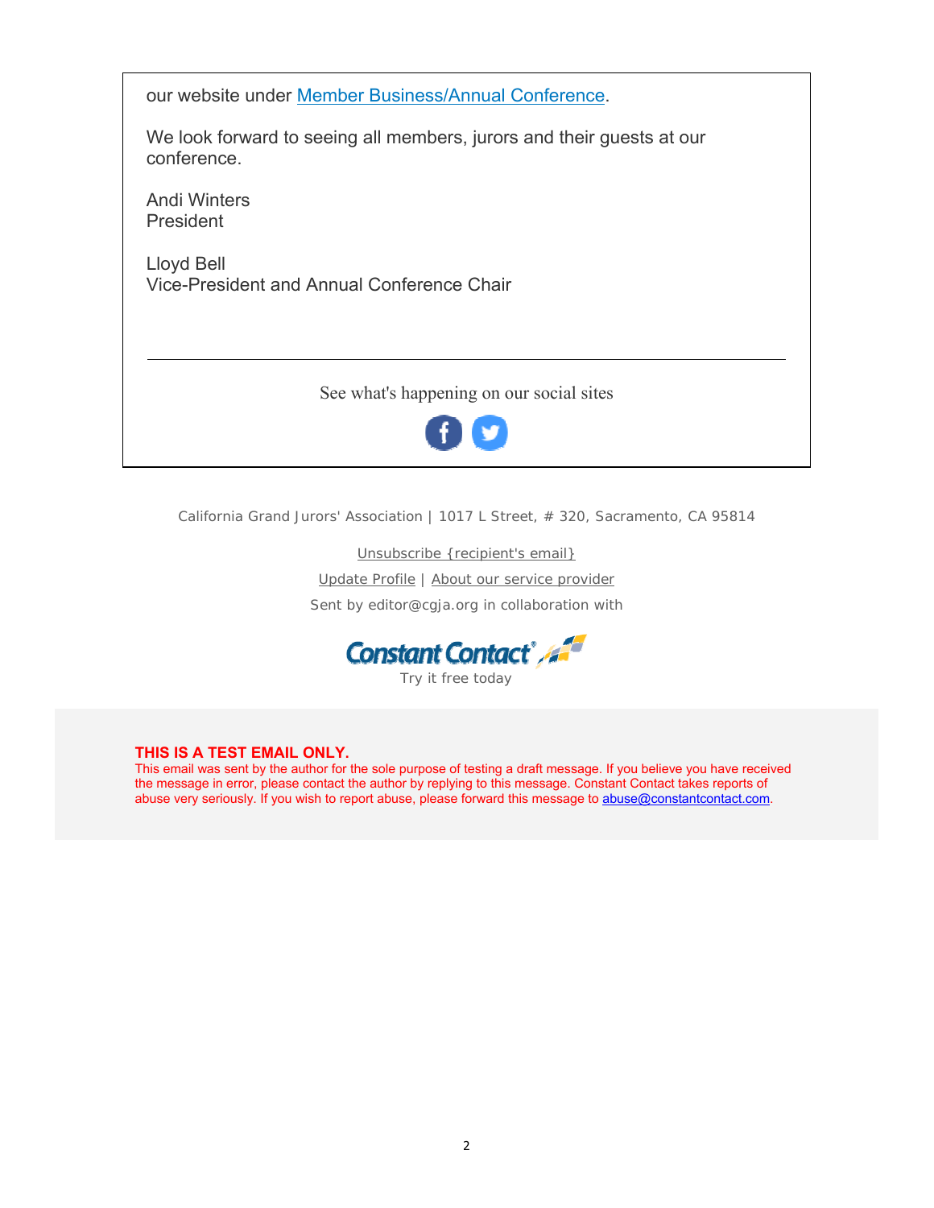our website under [Member Business/Annual Conference].

We look forward to seeing all members, jurors and their guests at our conference.

Andi Winters
President

Lloyd Bell
Vice-President and Annual Conference Chair

---

See what's happening on our social sites

California Grand Jurors' Association | 1017 L Street, # 320, Sacramento, CA 95814

Unsubscribe {recipient's email}

Update Profile | About our service provider

Sent by editor@cgja.org in collaboration with

Constant Contact

Try it free today

**THIS IS A TEST EMAIL ONLY.**

This email was sent by the author for the sole purpose of testing a draft message. If you believe you have received the message in error, please contact the author by replying to this message. Constant Contact takes reports of abuse very seriously. If you wish to report abuse, please forward this message to abuse@constantcontact.com.